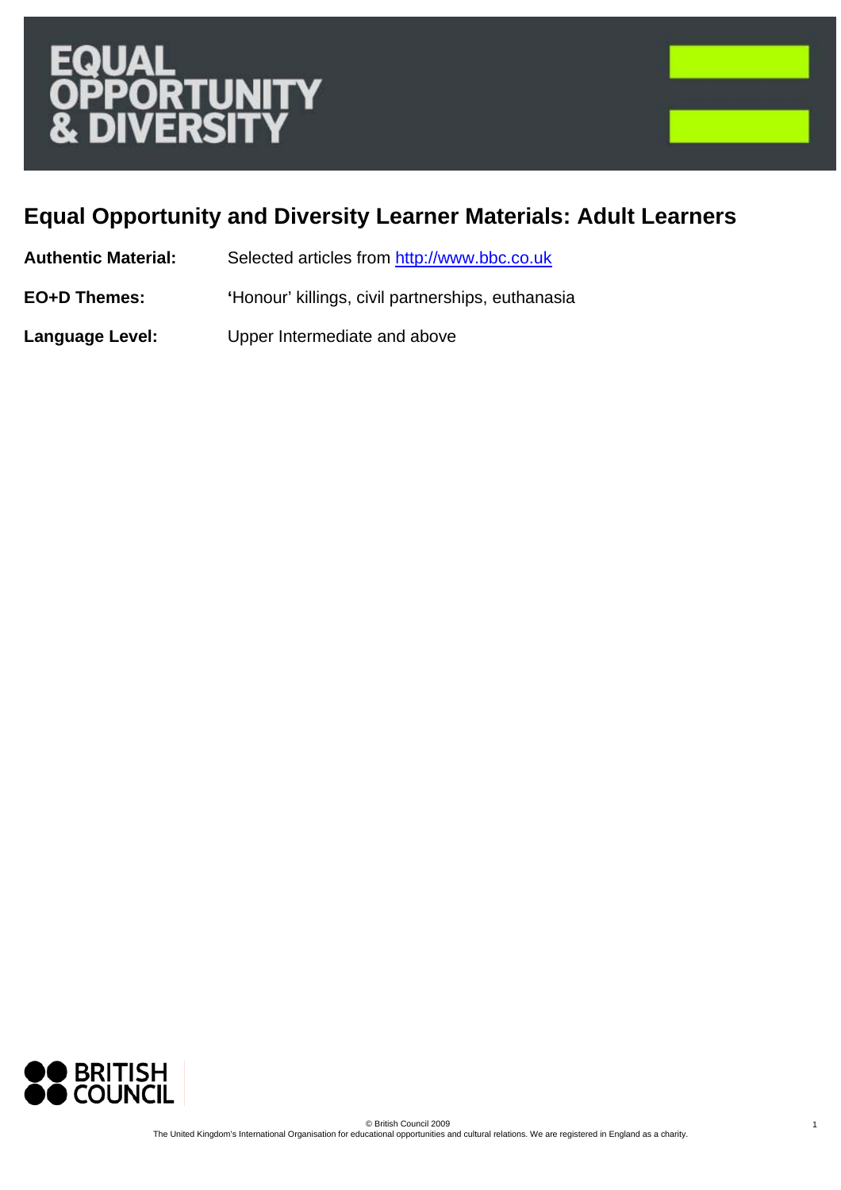# EQUAL OPPORTUNITY & DIVERSITY

## Equal Opportunity and Diversity Learner Materials: Adult Learners

**Authentic Material:** Selected articles from http://www.bbc.co.uk

**EO+D Themes:** 'Honour' killings, civil partnerships, euthanasia

**Language Level:** Upper Intermediate and above

BRITISH COUNCIL

© British Council 2009
The United Kingdom's International Organisation for educational opportunities and cultural relations. We are registered in England as a charity.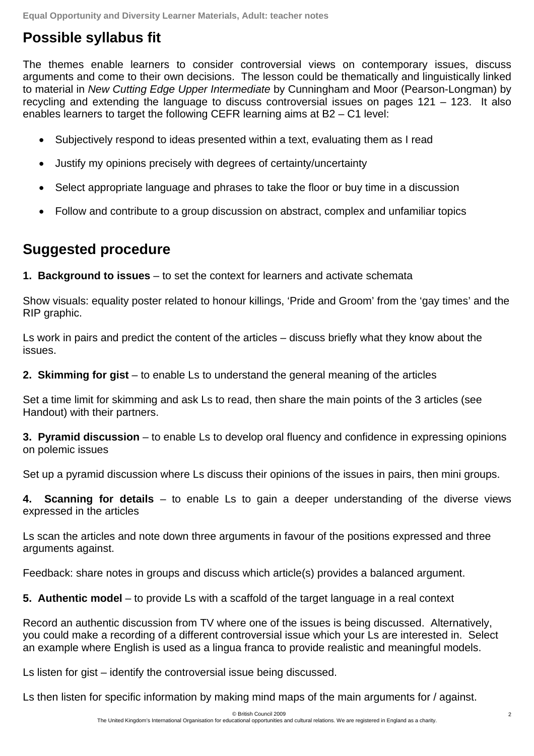## Possible syllabus fit

The themes enable learners to consider controversial views on contemporary issues, discuss arguments and come to their own decisions. The lesson could be thematically and linguistically linked to material in *New Cutting Edge Upper Intermediate* by Cunningham and Moor (Pearson-Longman) by recycling and extending the language to discuss controversial issues on pages 121 – 123. It also enables learners to target the following CEFR learning aims at B2 – C1 level:

- Subjectively respond to ideas presented within a text, evaluating them as I read
- Justify my opinions precisely with degrees of certainty/uncertainty
- Select appropriate language and phrases to take the floor or buy time in a discussion
- Follow and contribute to a group discussion on abstract, complex and unfamiliar topics

## Suggested procedure

**1. Background to issues** – to set the context for learners and activate schemata

Show visuals: equality poster related to honour killings, 'Pride and Groom' from the 'gay times' and the RIP graphic.

Ls work in pairs and predict the content of the articles – discuss briefly what they know about the issues.

**2. Skimming for gist** – to enable Ls to understand the general meaning of the articles

Set a time limit for skimming and ask Ls to read, then share the main points of the 3 articles (see Handout) with their partners.

**3. Pyramid discussion** – to enable Ls to develop oral fluency and confidence in expressing opinions on polemic issues

Set up a pyramid discussion where Ls discuss their opinions of the issues in pairs, then mini groups.

**4. Scanning for details** – to enable Ls to gain a deeper understanding of the diverse views expressed in the articles

Ls scan the articles and note down three arguments in favour of the positions expressed and three arguments against.

Feedback: share notes in groups and discuss which article(s) provides a balanced argument.

**5. Authentic model** – to provide Ls with a scaffold of the target language in a real context

Record an authentic discussion from TV where one of the issues is being discussed. Alternatively, you could make a recording of a different controversial issue which your Ls are interested in. Select an example where English is used as a lingua franca to provide realistic and meaningful models.

Ls listen for gist – identify the controversial issue being discussed.

Ls then listen for specific information by making mind maps of the main arguments for / against.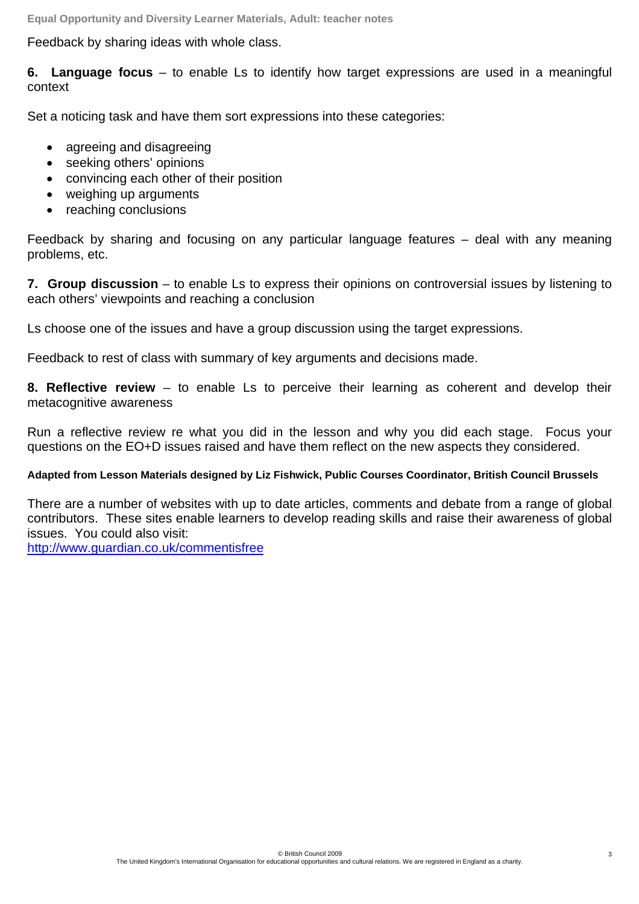Feedback by sharing ideas with whole class.

**6. Language focus** – to enable Ls to identify how target expressions are used in a meaningful context

Set a noticing task and have them sort expressions into these categories:

- agreeing and disagreeing
- seeking others' opinions
- convincing each other of their position
- weighing up arguments
- reaching conclusions

Feedback by sharing and focusing on any particular language features – deal with any meaning problems, etc.

**7. Group discussion** – to enable Ls to express their opinions on controversial issues by listening to each others' viewpoints and reaching a conclusion

Ls choose one of the issues and have a group discussion using the target expressions.

Feedback to rest of class with summary of key arguments and decisions made.

**8. Reflective review** – to enable Ls to perceive their learning as coherent and develop their metacognitive awareness

Run a reflective review re what you did in the lesson and why you did each stage. Focus your questions on the EO+D issues raised and have them reflect on the new aspects they considered.

**Adapted from Lesson Materials designed by Liz Fishwick, Public Courses Coordinator, British Council Brussels**

There are a number of websites with up to date articles, comments and debate from a range of global contributors. These sites enable learners to develop reading skills and raise their awareness of global issues. You could also visit:
http://www.guardian.co.uk/commentisfree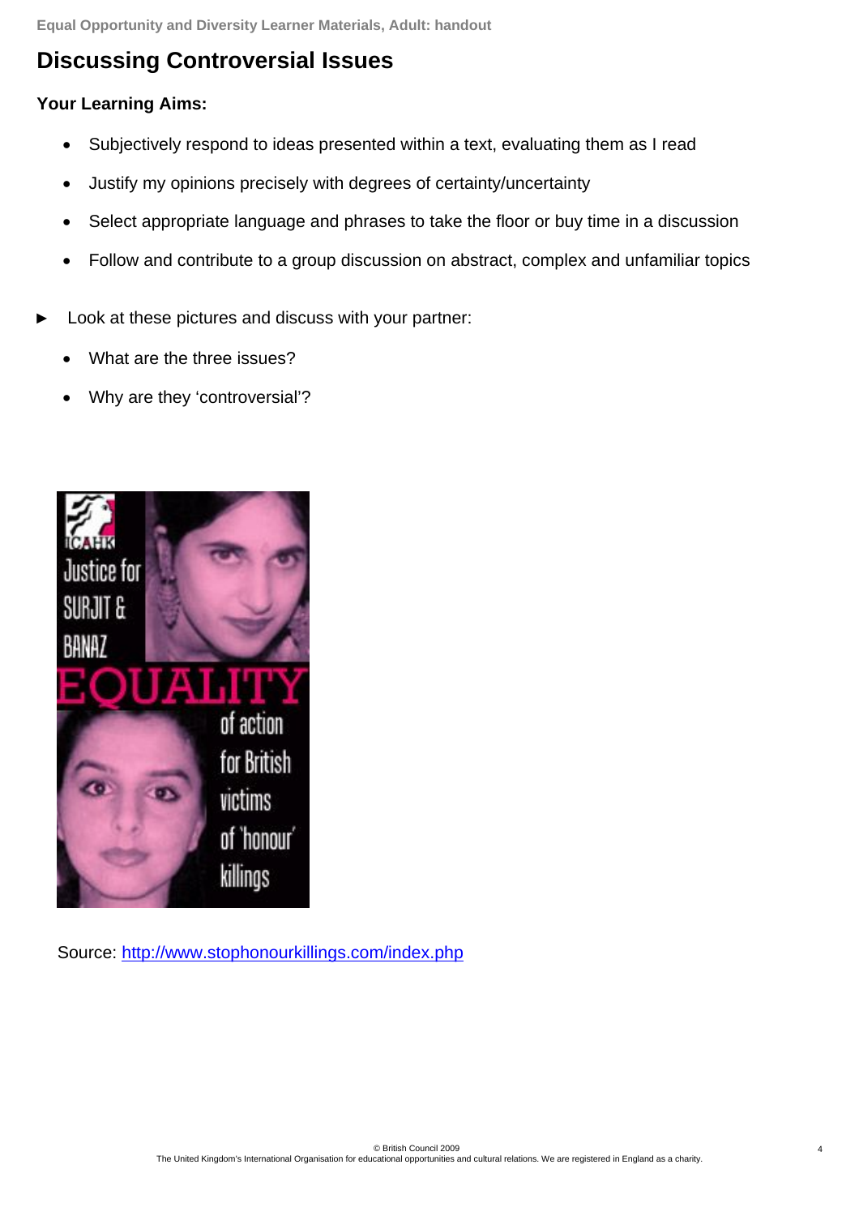# Discussing Controversial Issues

**Your Learning Aims:**

- Subjectively respond to ideas presented within a text, evaluating them as I read
- Justify my opinions precisely with degrees of certainty/uncertainty
- Select appropriate language and phrases to take the floor or buy time in a discussion
- Follow and contribute to a group discussion on abstract, complex and unfamiliar topics

► Look at these pictures and discuss with your partner:

- What are the three issues?
- Why are they 'controversial'?

Source: http://www.stophonourkillings.com/index.php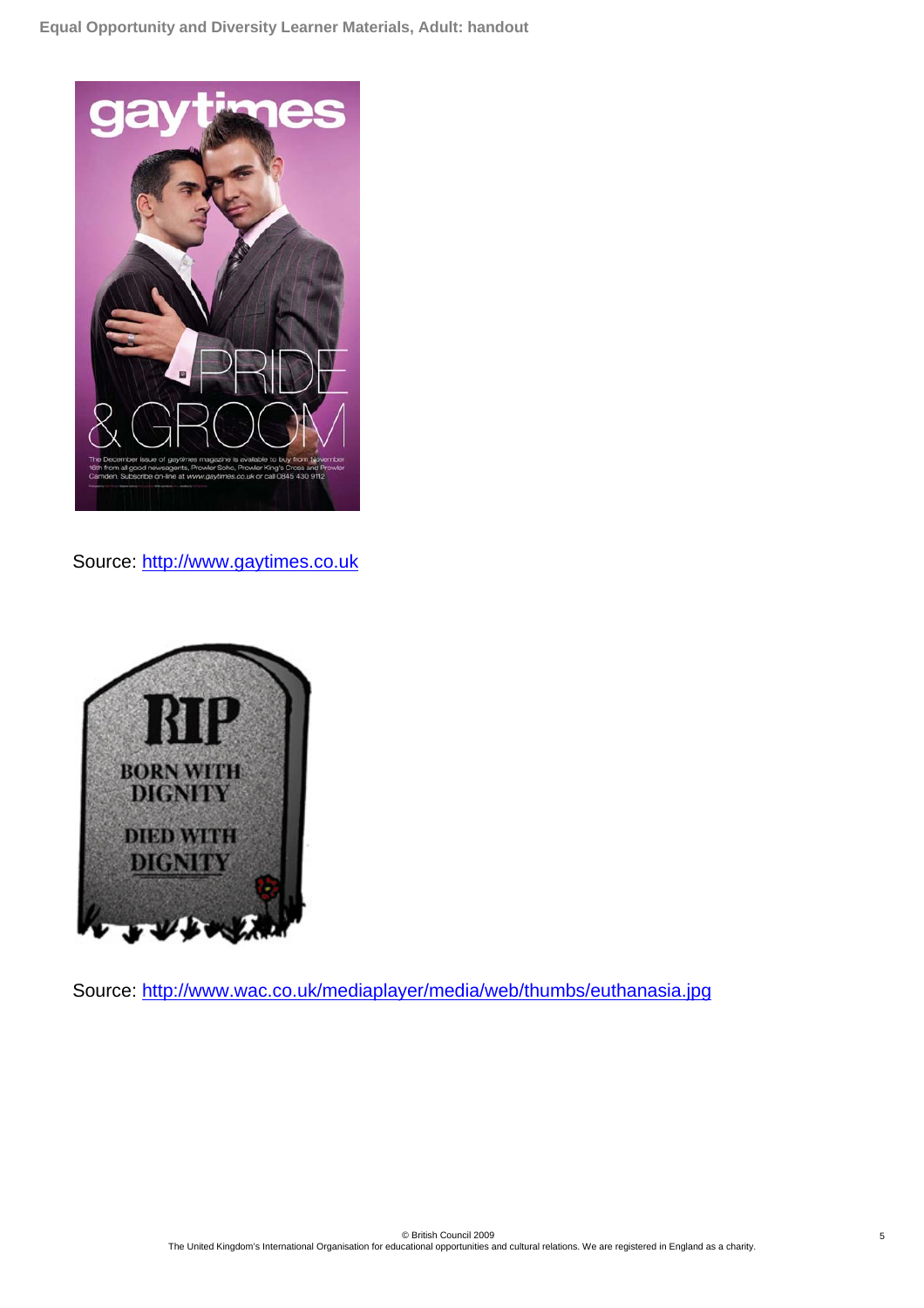Source: http://www.gaytimes.co.uk

Source: http://www.wac.co.uk/mediaplayer/media/web/thumbs/euthanasia.jpg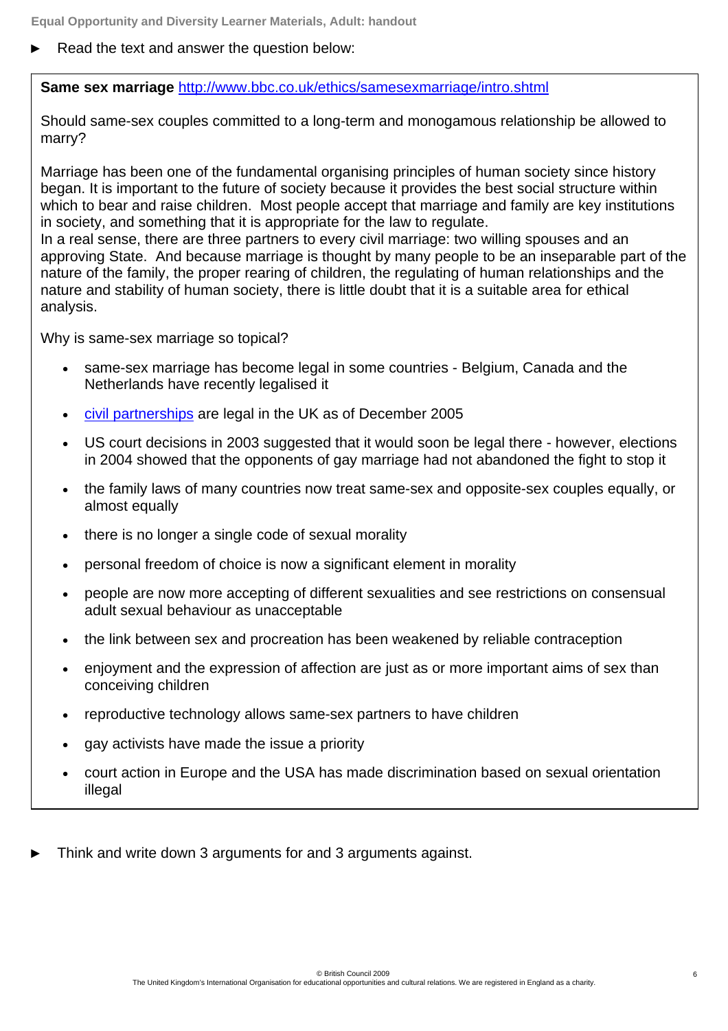► Read the text and answer the question below:

**Same sex marriage** [http://www.bbc.co.uk/ethics/samesexmarriage/intro.shtml](http://www.bbc.co.uk/ethics/samesexmarriage/intro.shtml)

Should same-sex couples committed to a long-term and monogamous relationship be allowed to marry?

Marriage has been one of the fundamental organising principles of human society since history began. It is important to the future of society because it provides the best social structure within which to bear and raise children. Most people accept that marriage and family are key institutions in society, and something that it is appropriate for the law to regulate.
In a real sense, there are three partners to every civil marriage: two willing spouses and an approving State. And because marriage is thought by many people to be an inseparable part of the nature of the family, the proper rearing of children, the regulating of human relationships and the nature and stability of human society, there is little doubt that it is a suitable area for ethical analysis.

Why is same-sex marriage so topical?

- same-sex marriage has become legal in some countries - Belgium, Canada and the Netherlands have recently legalised it
- civil partnerships are legal in the UK as of December 2005
- US court decisions in 2003 suggested that it would soon be legal there - however, elections in 2004 showed that the opponents of gay marriage had not abandoned the fight to stop it
- the family laws of many countries now treat same-sex and opposite-sex couples equally, or almost equally
- there is no longer a single code of sexual morality
- personal freedom of choice is now a significant element in morality
- people are now more accepting of different sexualities and see restrictions on consensual adult sexual behaviour as unacceptable
- the link between sex and procreation has been weakened by reliable contraception
- enjoyment and the expression of affection are just as or more important aims of sex than conceiving children
- reproductive technology allows same-sex partners to have children
- gay activists have made the issue a priority
- court action in Europe and the USA has made discrimination based on sexual orientation illegal

► Think and write down 3 arguments for and 3 arguments against.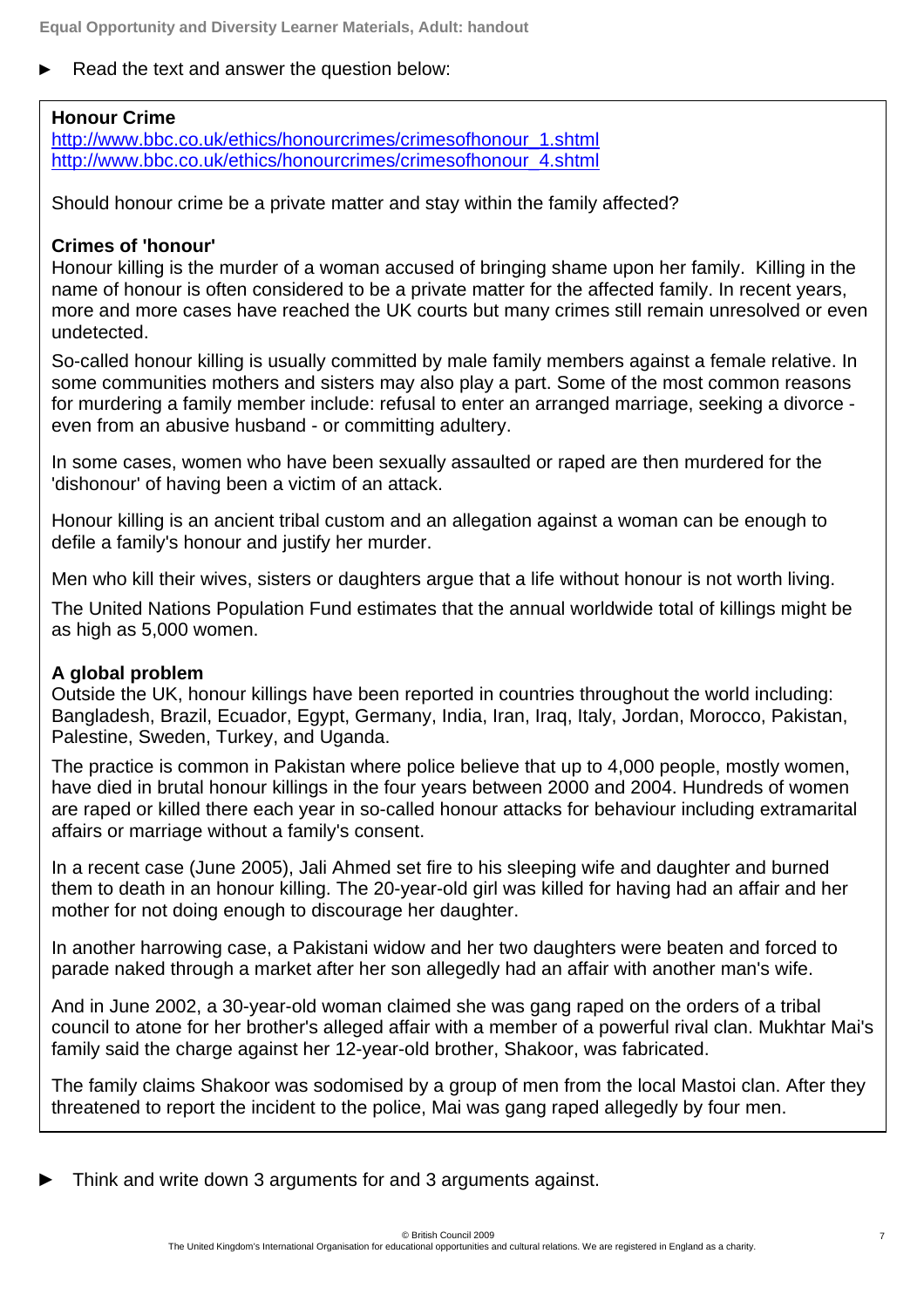► Read the text and answer the question below:

**Honour Crime**
http://www.bbc.co.uk/ethics/honourcrimes/crimesofhonour_1.shtml
http://www.bbc.co.uk/ethics/honourcrimes/crimesofhonour_4.shtml

Should honour crime be a private matter and stay within the family affected?

**Crimes of 'honour'**
Honour killing is the murder of a woman accused of bringing shame upon her family. Killing in the name of honour is often considered to be a private matter for the affected family. In recent years, more and more cases have reached the UK courts but many crimes still remain unresolved or even undetected.

So-called honour killing is usually committed by male family members against a female relative. In some communities mothers and sisters may also play a part. Some of the most common reasons for murdering a family member include: refusal to enter an arranged marriage, seeking a divorce - even from an abusive husband - or committing adultery.

In some cases, women who have been sexually assaulted or raped are then murdered for the 'dishonour' of having been a victim of an attack.

Honour killing is an ancient tribal custom and an allegation against a woman can be enough to defile a family's honour and justify her murder.

Men who kill their wives, sisters or daughters argue that a life without honour is not worth living.

The United Nations Population Fund estimates that the annual worldwide total of killings might be as high as 5,000 women.

**A global problem**
Outside the UK, honour killings have been reported in countries throughout the world including: Bangladesh, Brazil, Ecuador, Egypt, Germany, India, Iran, Iraq, Italy, Jordan, Morocco, Pakistan, Palestine, Sweden, Turkey, and Uganda.

The practice is common in Pakistan where police believe that up to 4,000 people, mostly women, have died in brutal honour killings in the four years between 2000 and 2004. Hundreds of women are raped or killed there each year in so-called honour attacks for behaviour including extramarital affairs or marriage without a family's consent.

In a recent case (June 2005), Jali Ahmed set fire to his sleeping wife and daughter and burned them to death in an honour killing. The 20-year-old girl was killed for having had an affair and her mother for not doing enough to discourage her daughter.

In another harrowing case, a Pakistani widow and her two daughters were beaten and forced to parade naked through a market after her son allegedly had an affair with another man's wife.

And in June 2002, a 30-year-old woman claimed she was gang raped on the orders of a tribal council to atone for her brother's alleged affair with a member of a powerful rival clan. Mukhtar Mai's family said the charge against her 12-year-old brother, Shakoor, was fabricated.

The family claims Shakoor was sodomised by a group of men from the local Mastoi clan. After they threatened to report the incident to the police, Mai was gang raped allegedly by four men.

► Think and write down 3 arguments for and 3 arguments against.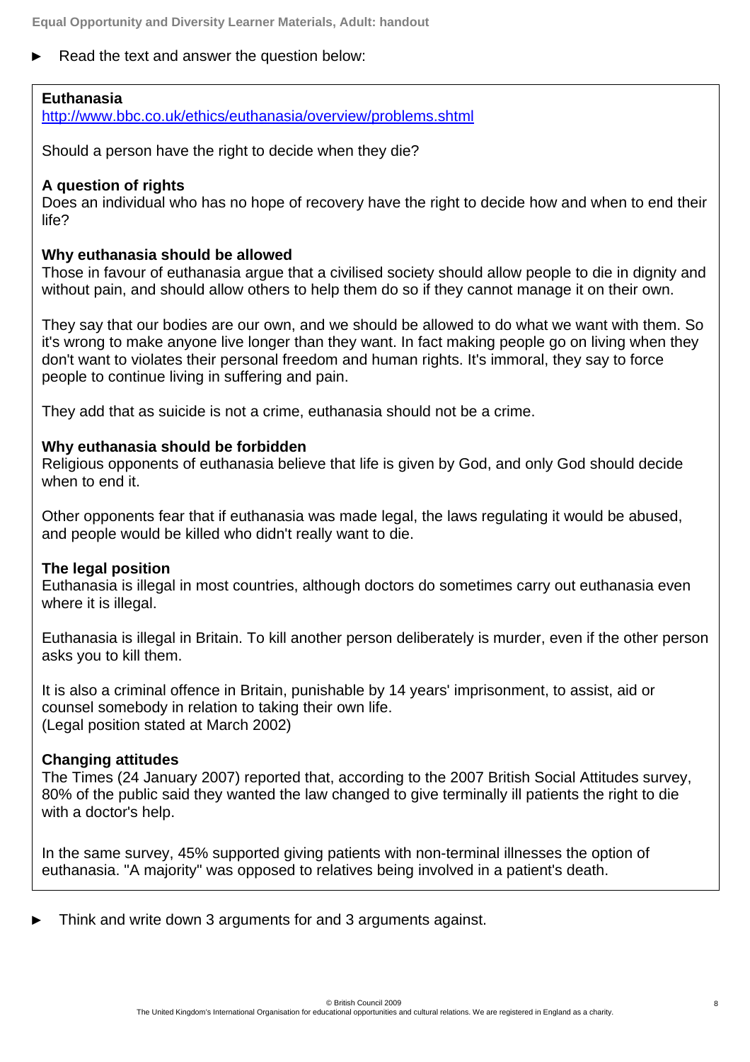► Read the text and answer the question below:

**Euthanasia**
http://www.bbc.co.uk/ethics/euthanasia/overview/problems.shtml

Should a person have the right to decide when they die?

**A question of rights**
Does an individual who has no hope of recovery have the right to decide how and when to end their life?

**Why euthanasia should be allowed**
Those in favour of euthanasia argue that a civilised society should allow people to die in dignity and without pain, and should allow others to help them do so if they cannot manage it on their own.

They say that our bodies are our own, and we should be allowed to do what we want with them. So it's wrong to make anyone live longer than they want. In fact making people go on living when they don't want to violates their personal freedom and human rights. It's immoral, they say to force people to continue living in suffering and pain.

They add that as suicide is not a crime, euthanasia should not be a crime.

**Why euthanasia should be forbidden**
Religious opponents of euthanasia believe that life is given by God, and only God should decide when to end it.

Other opponents fear that if euthanasia was made legal, the laws regulating it would be abused, and people would be killed who didn't really want to die.

**The legal position**
Euthanasia is illegal in most countries, although doctors do sometimes carry out euthanasia even where it is illegal.

Euthanasia is illegal in Britain. To kill another person deliberately is murder, even if the other person asks you to kill them.

It is also a criminal offence in Britain, punishable by 14 years' imprisonment, to assist, aid or counsel somebody in relation to taking their own life.
(Legal position stated at March 2002)

**Changing attitudes**
The Times (24 January 2007) reported that, according to the 2007 British Social Attitudes survey, 80% of the public said they wanted the law changed to give terminally ill patients the right to die with a doctor's help.

In the same survey, 45% supported giving patients with non-terminal illnesses the option of euthanasia. "A majority" was opposed to relatives being involved in a patient's death.

► Think and write down 3 arguments for and 3 arguments against.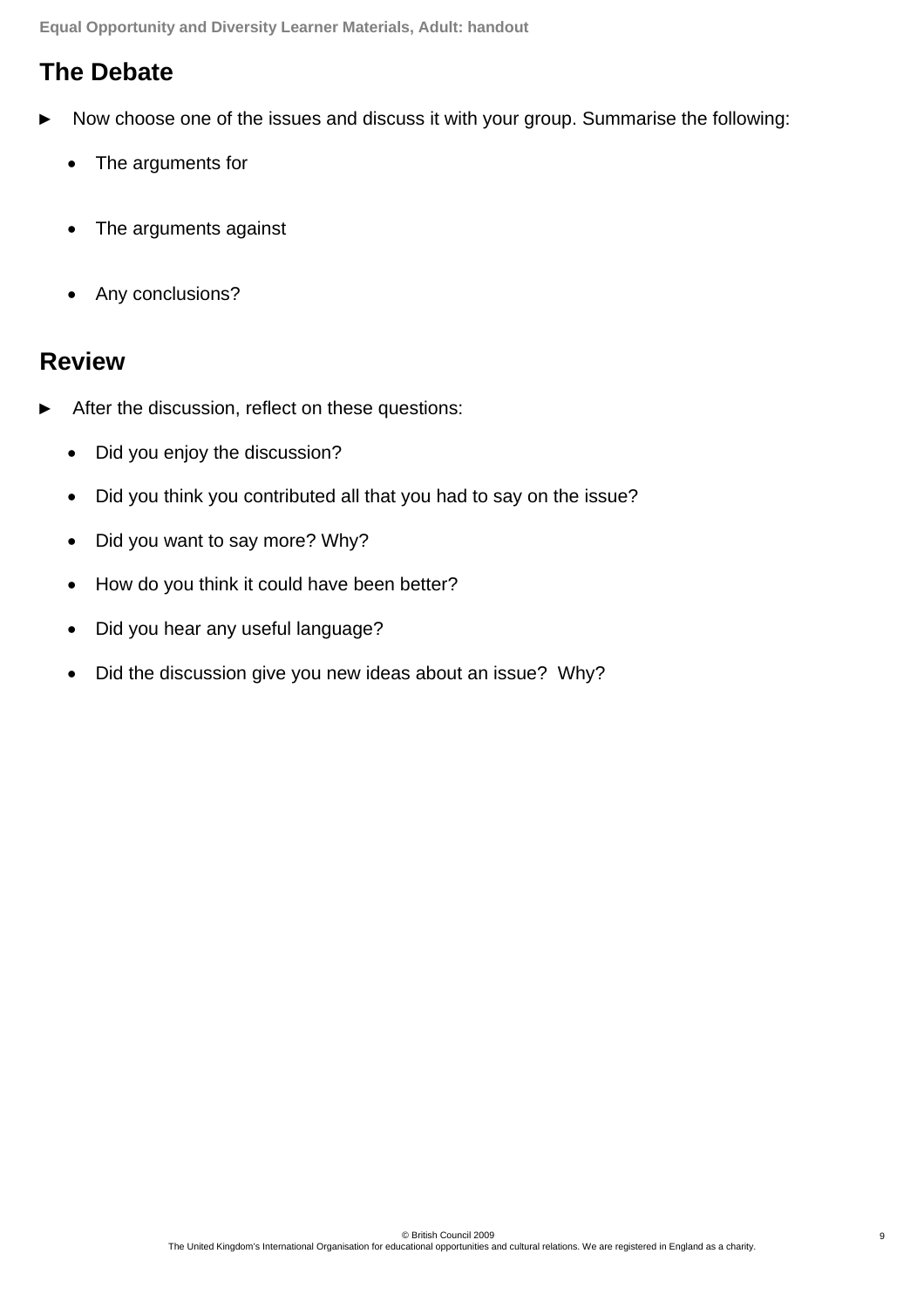## The Debate

- Now choose one of the issues and discuss it with your group. Summarise the following:
  - The arguments for
  - The arguments against
  - Any conclusions?

## Review

- After the discussion, reflect on these questions:
  - Did you enjoy the discussion?
  - Did you think you contributed all that you had to say on the issue?
  - Did you want to say more? Why?
  - How do you think it could have been better?
  - Did you hear any useful language?
  - Did the discussion give you new ideas about an issue? Why?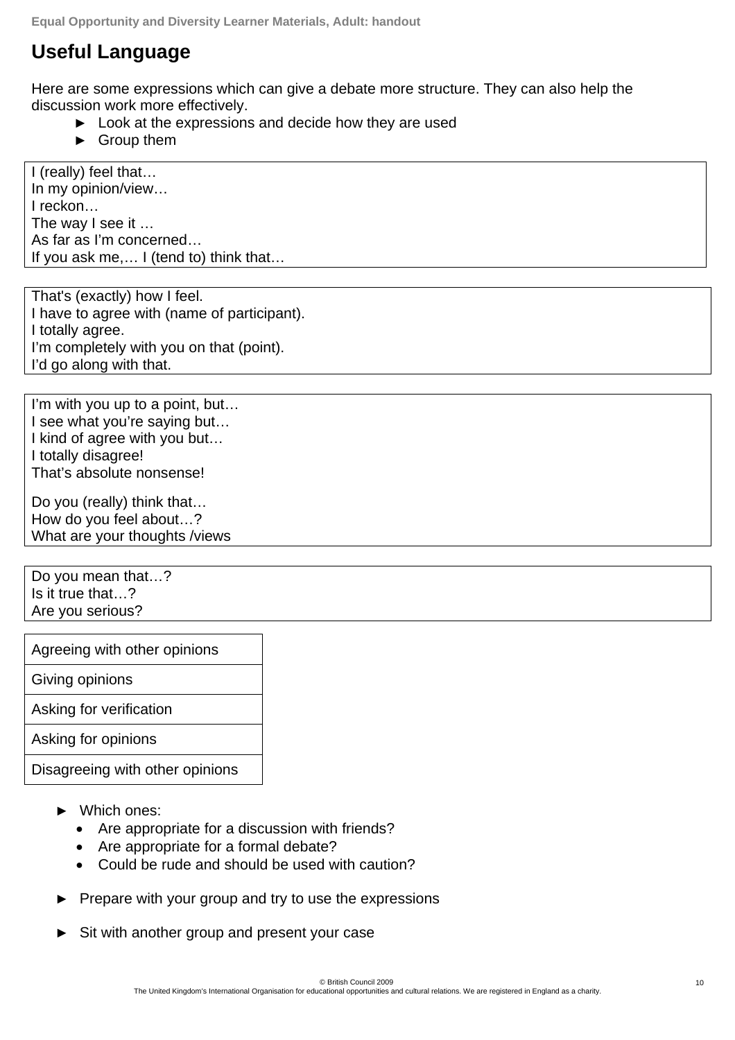# Useful Language

Here are some expressions which can give a debate more structure. They can also help the discussion work more effectively.

- ► Look at the expressions and decide how they are used
- ► Group them

| |
|---|
| I (really) feel that…<br>In my opinion/view…<br>I reckon…<br>The way I see it …<br>As far as I'm concerned…<br>If you ask me,… I (tend to) think that… |

| |
|---|
| That's (exactly) how I feel.<br>I have to agree with (name of participant).<br>I totally agree.<br>I'm completely with you on that (point).<br>I'd go along with that. |

| |
|---|
| I'm with you up to a point, but…<br>I see what you're saying but…<br>I kind of agree with you but…<br>I totally disagree!<br>That's absolute nonsense!<br><br>Do you (really) think that…<br>How do you feel about…?<br>What are your thoughts /views |

| |
|---|
| Do you mean that…?<br>Is it true that…?<br>Are you serious? |

| |
|---|
| Agreeing with other opinions |
| Giving opinions |
| Asking for verification |
| Asking for opinions |
| Disagreeing with other opinions |

- ► Which ones:
  - Are appropriate for a discussion with friends?
  - Are appropriate for a formal debate?
  - Could be rude and should be used with caution?

- ► Prepare with your group and try to use the expressions

- ► Sit with another group and present your case